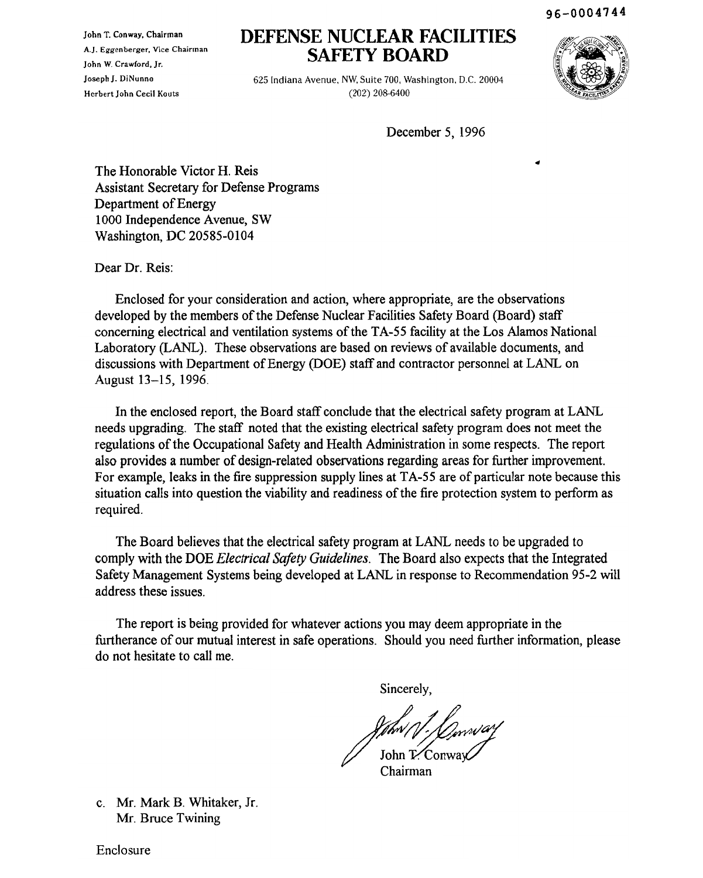96-0004744

John T. Conway, Chairman
A.J. Eggenberger, Vice Chairman
John W. Crawford, Jr.
Joseph J. DiNunno
Herbert John Cecil Kouts

# DEFENSE NUCLEAR FACILITIES SAFETY BOARD

625 Indiana Avenue, NW, Suite 700, Washington, D.C. 20004
(202) 208-6400

December 5, 1996

The Honorable Victor H. Reis
Assistant Secretary for Defense Programs
Department of Energy
1000 Independence Avenue, SW
Washington, DC 20585-0104

Dear Dr. Reis:

Enclosed for your consideration and action, where appropriate, are the observations developed by the members of the Defense Nuclear Facilities Safety Board (Board) staff concerning electrical and ventilation systems of the TA-55 facility at the Los Alamos National Laboratory (LANL). These observations are based on reviews of available documents, and discussions with Department of Energy (DOE) staff and contractor personnel at LANL on August 13–15, 1996.

In the enclosed report, the Board staff conclude that the electrical safety program at LANL needs upgrading. The staff noted that the existing electrical safety program does not meet the regulations of the Occupational Safety and Health Administration in some respects. The report also provides a number of design-related observations regarding areas for further improvement. For example, leaks in the fire suppression supply lines at TA-55 are of particular note because this situation calls into question the viability and readiness of the fire protection system to perform as required.

The Board believes that the electrical safety program at LANL needs to be upgraded to comply with the DOE *Electrical Safety Guidelines*. The Board also expects that the Integrated Safety Management Systems being developed at LANL in response to Recommendation 95-2 will address these issues.

The report is being provided for whatever actions you may deem appropriate in the furtherance of our mutual interest in safe operations. Should you need further information, please do not hesitate to call me.

Sincerely,

John T. Conway
Chairman

c. Mr. Mark B. Whitaker, Jr.
Mr. Bruce Twining

Enclosure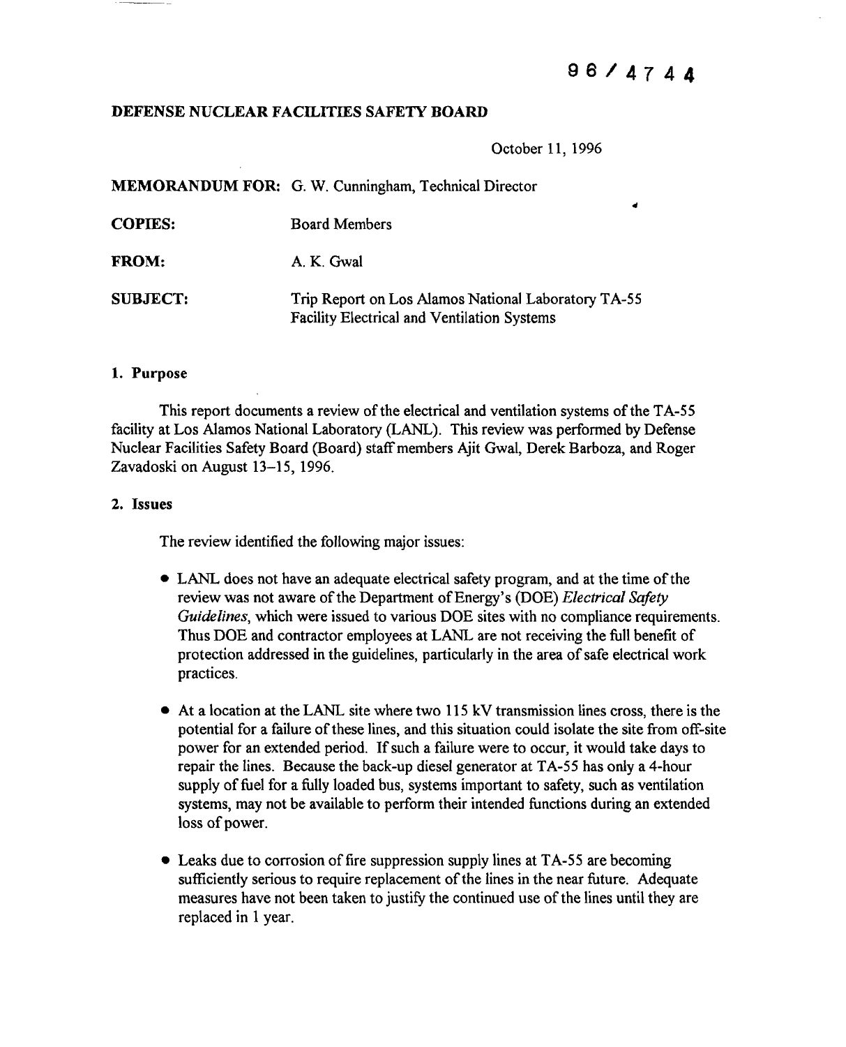96/4744

**DEFENSE NUCLEAR FACILITIES SAFETY BOARD**

October 11, 1996

**MEMORANDUM FOR:** G. W. Cunningham, Technical Director

**COPIES:** Board Members

**FROM:** A. K. Gwal

**SUBJECT:** Trip Report on Los Alamos National Laboratory TA-55 Facility Electrical and Ventilation Systems

## 1. Purpose

This report documents a review of the electrical and ventilation systems of the TA-55 facility at Los Alamos National Laboratory (LANL). This review was performed by Defense Nuclear Facilities Safety Board (Board) staff members Ajit Gwal, Derek Barboza, and Roger Zavadoski on August 13–15, 1996.

## 2. Issues

The review identified the following major issues:

- LANL does not have an adequate electrical safety program, and at the time of the review was not aware of the Department of Energy's (DOE) *Electrical Safety Guidelines*, which were issued to various DOE sites with no compliance requirements. Thus DOE and contractor employees at LANL are not receiving the full benefit of protection addressed in the guidelines, particularly in the area of safe electrical work practices.

- At a location at the LANL site where two 115 kV transmission lines cross, there is the potential for a failure of these lines, and this situation could isolate the site from off-site power for an extended period. If such a failure were to occur, it would take days to repair the lines. Because the back-up diesel generator at TA-55 has only a 4-hour supply of fuel for a fully loaded bus, systems important to safety, such as ventilation systems, may not be available to perform their intended functions during an extended loss of power.

- Leaks due to corrosion of fire suppression supply lines at TA-55 are becoming sufficiently serious to require replacement of the lines in the near future. Adequate measures have not been taken to justify the continued use of the lines until they are replaced in 1 year.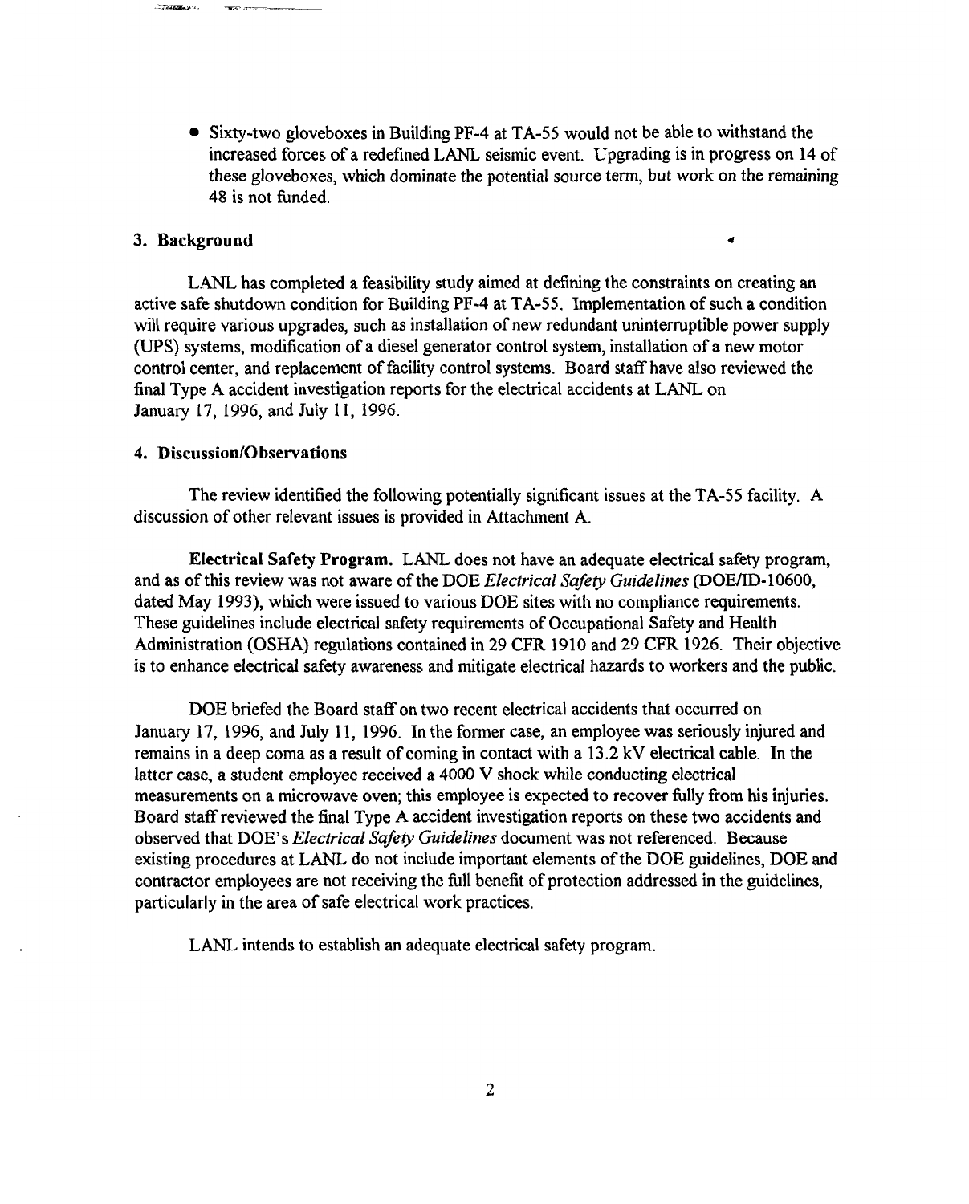- Sixty-two gloveboxes in Building PF-4 at TA-55 would not be able to withstand the increased forces of a redefined LANL seismic event. Upgrading is in progress on 14 of these gloveboxes, which dominate the potential source term, but work on the remaining 48 is not funded.

## 3. Background

LANL has completed a feasibility study aimed at defining the constraints on creating an active safe shutdown condition for Building PF-4 at TA-55. Implementation of such a condition will require various upgrades, such as installation of new redundant uninterruptible power supply (UPS) systems, modification of a diesel generator control system, installation of a new motor control center, and replacement of facility control systems. Board staff have also reviewed the final Type A accident investigation reports for the electrical accidents at LANL on January 17, 1996, and July 11, 1996.

## 4. Discussion/Observations

The review identified the following potentially significant issues at the TA-55 facility. A discussion of other relevant issues is provided in Attachment A.

**Electrical Safety Program.** LANL does not have an adequate electrical safety program, and as of this review was not aware of the DOE *Electrical Safety Guidelines* (DOE/ID-10600, dated May 1993), which were issued to various DOE sites with no compliance requirements. These guidelines include electrical safety requirements of Occupational Safety and Health Administration (OSHA) regulations contained in 29 CFR 1910 and 29 CFR 1926. Their objective is to enhance electrical safety awareness and mitigate electrical hazards to workers and the public.

DOE briefed the Board staff on two recent electrical accidents that occurred on January 17, 1996, and July 11, 1996. In the former case, an employee was seriously injured and remains in a deep coma as a result of coming in contact with a 13.2 kV electrical cable. In the latter case, a student employee received a 4000 V shock while conducting electrical measurements on a microwave oven; this employee is expected to recover fully from his injuries. Board staff reviewed the final Type A accident investigation reports on these two accidents and observed that DOE's *Electrical Safety Guidelines* document was not referenced. Because existing procedures at LANL do not include important elements of the DOE guidelines, DOE and contractor employees are not receiving the full benefit of protection addressed in the guidelines, particularly in the area of safe electrical work practices.

LANL intends to establish an adequate electrical safety program.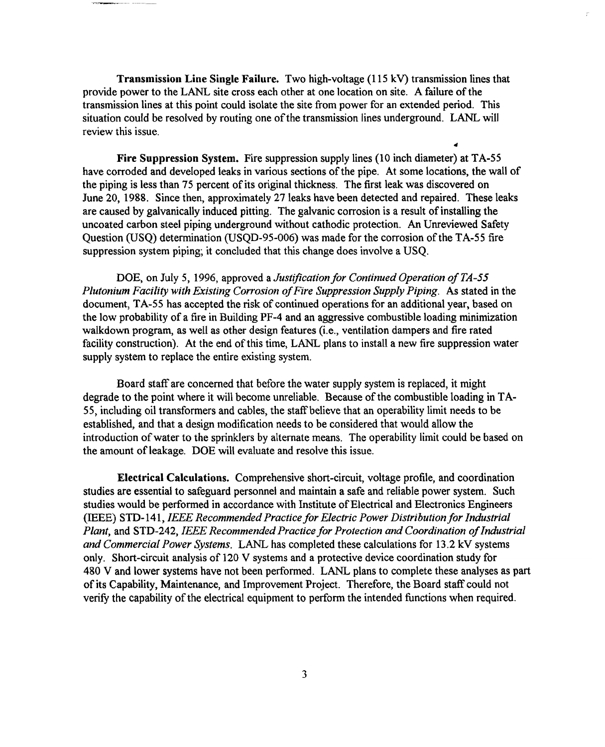**Transmission Line Single Failure.** Two high-voltage (115 kV) transmission lines that provide power to the LANL site cross each other at one location on site. A failure of the transmission lines at this point could isolate the site from power for an extended period. This situation could be resolved by routing one of the transmission lines underground. LANL will review this issue.

**Fire Suppression System.** Fire suppression supply lines (10 inch diameter) at TA-55 have corroded and developed leaks in various sections of the pipe. At some locations, the wall of the piping is less than 75 percent of its original thickness. The first leak was discovered on June 20, 1988. Since then, approximately 27 leaks have been detected and repaired. These leaks are caused by galvanically induced pitting. The galvanic corrosion is a result of installing the uncoated carbon steel piping underground without cathodic protection. An Unreviewed Safety Question (USQ) determination (USQD-95-006) was made for the corrosion of the TA-55 fire suppression system piping; it concluded that this change does involve a USQ.

DOE, on July 5, 1996, approved a *Justification for Continued Operation of TA-55 Plutonium Facility with Existing Corrosion of Fire Suppression Supply Piping.* As stated in the document, TA-55 has accepted the risk of continued operations for an additional year, based on the low probability of a fire in Building PF-4 and an aggressive combustible loading minimization walkdown program, as well as other design features (i.e., ventilation dampers and fire rated facility construction). At the end of this time, LANL plans to install a new fire suppression water supply system to replace the entire existing system.

Board staff are concerned that before the water supply system is replaced, it might degrade to the point where it will become unreliable. Because of the combustible loading in TA-55, including oil transformers and cables, the staff believe that an operability limit needs to be established, and that a design modification needs to be considered that would allow the introduction of water to the sprinklers by alternate means. The operability limit could be based on the amount of leakage. DOE will evaluate and resolve this issue.

**Electrical Calculations.** Comprehensive short-circuit, voltage profile, and coordination studies are essential to safeguard personnel and maintain a safe and reliable power system. Such studies would be performed in accordance with Institute of Electrical and Electronics Engineers (IEEE) STD-141, *IEEE Recommended Practice for Electric Power Distribution for Industrial Plant*, and STD-242, *IEEE Recommended Practice for Protection and Coordination of Industrial and Commercial Power Systems*. LANL has completed these calculations for 13.2 kV systems only. Short-circuit analysis of 120 V systems and a protective device coordination study for 480 V and lower systems have not been performed. LANL plans to complete these analyses as part of its Capability, Maintenance, and Improvement Project. Therefore, the Board staff could not verify the capability of the electrical equipment to perform the intended functions when required.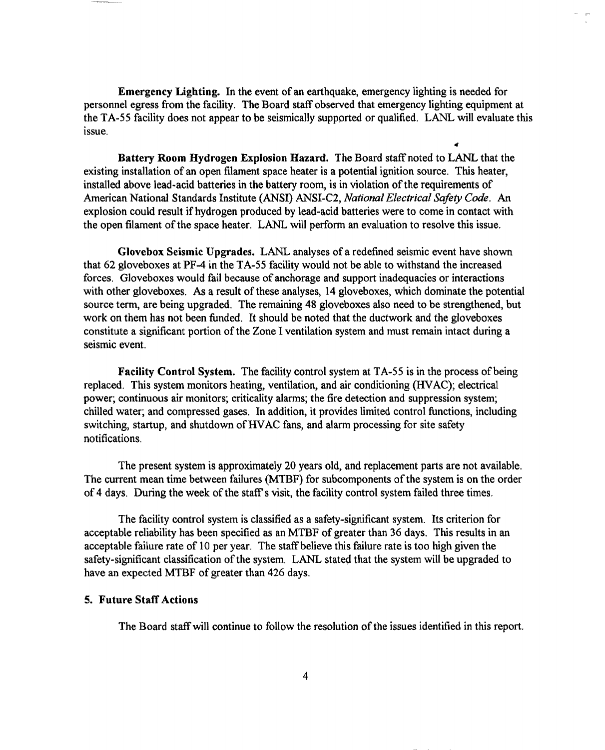**Emergency Lighting.** In the event of an earthquake, emergency lighting is needed for personnel egress from the facility. The Board staff observed that emergency lighting equipment at the TA-55 facility does not appear to be seismically supported or qualified. LANL will evaluate this issue.

**Battery Room Hydrogen Explosion Hazard.** The Board staff noted to LANL that the existing installation of an open filament space heater is a potential ignition source. This heater, installed above lead-acid batteries in the battery room, is in violation of the requirements of American National Standards Institute (ANSI) ANSI-C2, *National Electrical Safety Code*. An explosion could result if hydrogen produced by lead-acid batteries were to come in contact with the open filament of the space heater. LANL will perform an evaluation to resolve this issue.

**Glovebox Seismic Upgrades.** LANL analyses of a redefined seismic event have shown that 62 gloveboxes at PF-4 in the TA-55 facility would not be able to withstand the increased forces. Gloveboxes would fail because of anchorage and support inadequacies or interactions with other gloveboxes. As a result of these analyses, 14 gloveboxes, which dominate the potential source term, are being upgraded. The remaining 48 gloveboxes also need to be strengthened, but work on them has not been funded. It should be noted that the ductwork and the gloveboxes constitute a significant portion of the Zone I ventilation system and must remain intact during a seismic event.

**Facility Control System.** The facility control system at TA-55 is in the process of being replaced. This system monitors heating, ventilation, and air conditioning (HVAC); electrical power; continuous air monitors; criticality alarms; the fire detection and suppression system; chilled water; and compressed gases. In addition, it provides limited control functions, including switching, startup, and shutdown of HVAC fans, and alarm processing for site safety notifications.

The present system is approximately 20 years old, and replacement parts are not available. The current mean time between failures (MTBF) for subcomponents of the system is on the order of 4 days. During the week of the staff's visit, the facility control system failed three times.

The facility control system is classified as a safety-significant system. Its criterion for acceptable reliability has been specified as an MTBF of greater than 36 days. This results in an acceptable failure rate of 10 per year. The staff believe this failure rate is too high given the safety-significant classification of the system. LANL stated that the system will be upgraded to have an expected MTBF of greater than 426 days.

### 5. Future Staff Actions

The Board staff will continue to follow the resolution of the issues identified in this report.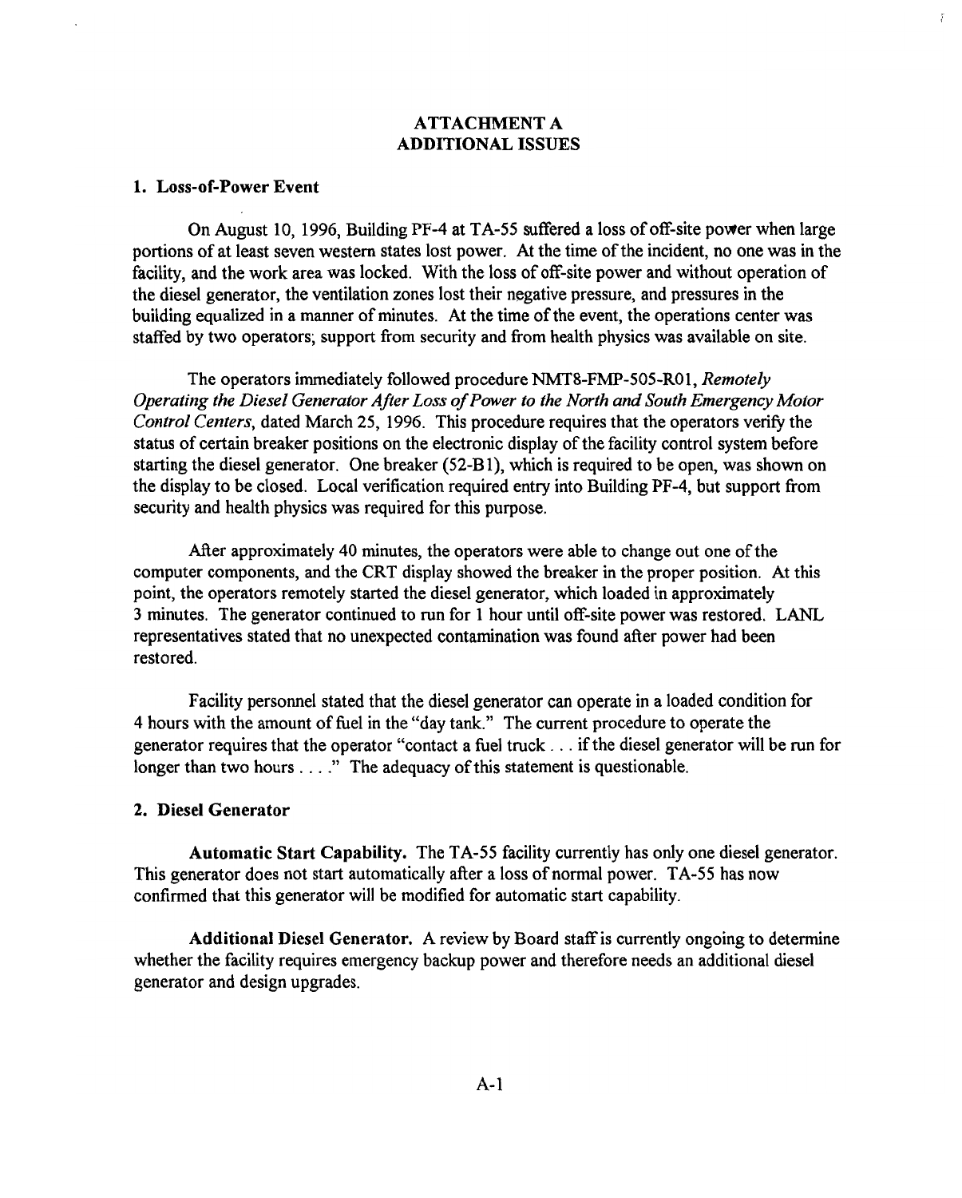# ATTACHMENT A
# ADDITIONAL ISSUES

## 1. Loss-of-Power Event

On August 10, 1996, Building PF-4 at TA-55 suffered a loss of off-site power when large portions of at least seven western states lost power. At the time of the incident, no one was in the facility, and the work area was locked. With the loss of off-site power and without operation of the diesel generator, the ventilation zones lost their negative pressure, and pressures in the building equalized in a manner of minutes. At the time of the event, the operations center was staffed by two operators; support from security and from health physics was available on site.

The operators immediately followed procedure NMT8-FMP-505-R01, *Remotely Operating the Diesel Generator After Loss of Power to the North and South Emergency Motor Control Centers*, dated March 25, 1996. This procedure requires that the operators verify the status of certain breaker positions on the electronic display of the facility control system before starting the diesel generator. One breaker (52-B1), which is required to be open, was shown on the display to be closed. Local verification required entry into Building PF-4, but support from security and health physics was required for this purpose.

After approximately 40 minutes, the operators were able to change out one of the computer components, and the CRT display showed the breaker in the proper position. At this point, the operators remotely started the diesel generator, which loaded in approximately 3 minutes. The generator continued to run for 1 hour until off-site power was restored. LANL representatives stated that no unexpected contamination was found after power had been restored.

Facility personnel stated that the diesel generator can operate in a loaded condition for 4 hours with the amount of fuel in the "day tank." The current procedure to operate the generator requires that the operator "contact a fuel truck . . . if the diesel generator will be run for longer than two hours . . . ." The adequacy of this statement is questionable.

## 2. Diesel Generator

**Automatic Start Capability.** The TA-55 facility currently has only one diesel generator. This generator does not start automatically after a loss of normal power. TA-55 has now confirmed that this generator will be modified for automatic start capability.

**Additional Diesel Generator.** A review by Board staff is currently ongoing to determine whether the facility requires emergency backup power and therefore needs an additional diesel generator and design upgrades.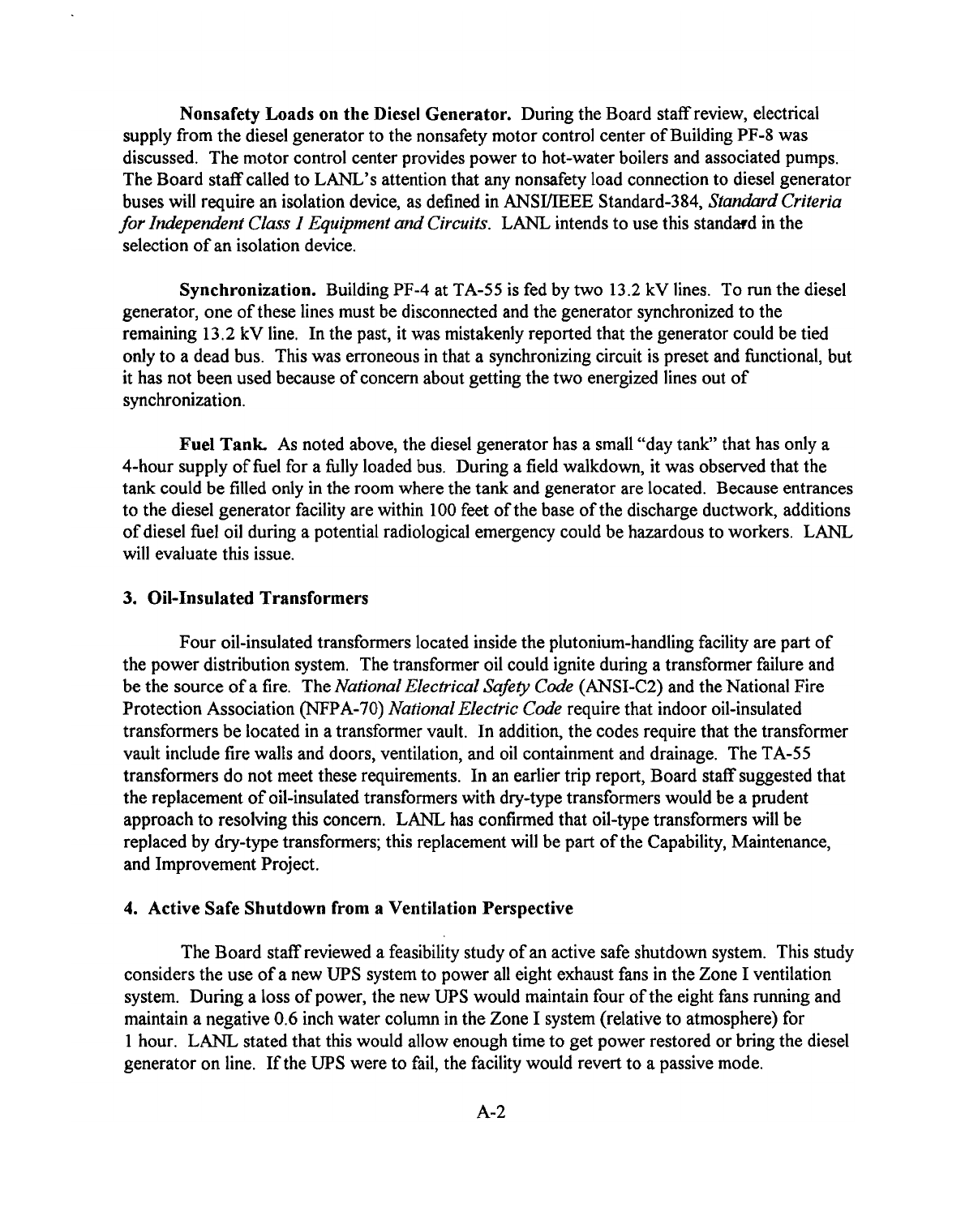**Nonsafety Loads on the Diesel Generator.** During the Board staff review, electrical supply from the diesel generator to the nonsafety motor control center of Building PF-8 was discussed. The motor control center provides power to hot-water boilers and associated pumps. The Board staff called to LANL's attention that any nonsafety load connection to diesel generator buses will require an isolation device, as defined in ANSI/IEEE Standard-384, *Standard Criteria for Independent Class 1 Equipment and Circuits*. LANL intends to use this standard in the selection of an isolation device.

**Synchronization.** Building PF-4 at TA-55 is fed by two 13.2 kV lines. To run the diesel generator, one of these lines must be disconnected and the generator synchronized to the remaining 13.2 kV line. In the past, it was mistakenly reported that the generator could be tied only to a dead bus. This was erroneous in that a synchronizing circuit is preset and functional, but it has not been used because of concern about getting the two energized lines out of synchronization.

**Fuel Tank.** As noted above, the diesel generator has a small "day tank" that has only a 4-hour supply of fuel for a fully loaded bus. During a field walkdown, it was observed that the tank could be filled only in the room where the tank and generator are located. Because entrances to the diesel generator facility are within 100 feet of the base of the discharge ductwork, additions of diesel fuel oil during a potential radiological emergency could be hazardous to workers. LANL will evaluate this issue.

### 3. Oil-Insulated Transformers

Four oil-insulated transformers located inside the plutonium-handling facility are part of the power distribution system. The transformer oil could ignite during a transformer failure and be the source of a fire. The *National Electrical Safety Code* (ANSI-C2) and the National Fire Protection Association (NFPA-70) *National Electric Code* require that indoor oil-insulated transformers be located in a transformer vault. In addition, the codes require that the transformer vault include fire walls and doors, ventilation, and oil containment and drainage. The TA-55 transformers do not meet these requirements. In an earlier trip report, Board staff suggested that the replacement of oil-insulated transformers with dry-type transformers would be a prudent approach to resolving this concern. LANL has confirmed that oil-type transformers will be replaced by dry-type transformers; this replacement will be part of the Capability, Maintenance, and Improvement Project.

### 4. Active Safe Shutdown from a Ventilation Perspective

The Board staff reviewed a feasibility study of an active safe shutdown system. This study considers the use of a new UPS system to power all eight exhaust fans in the Zone I ventilation system. During a loss of power, the new UPS would maintain four of the eight fans running and maintain a negative 0.6 inch water column in the Zone I system (relative to atmosphere) for 1 hour. LANL stated that this would allow enough time to get power restored or bring the diesel generator on line. If the UPS were to fail, the facility would revert to a passive mode.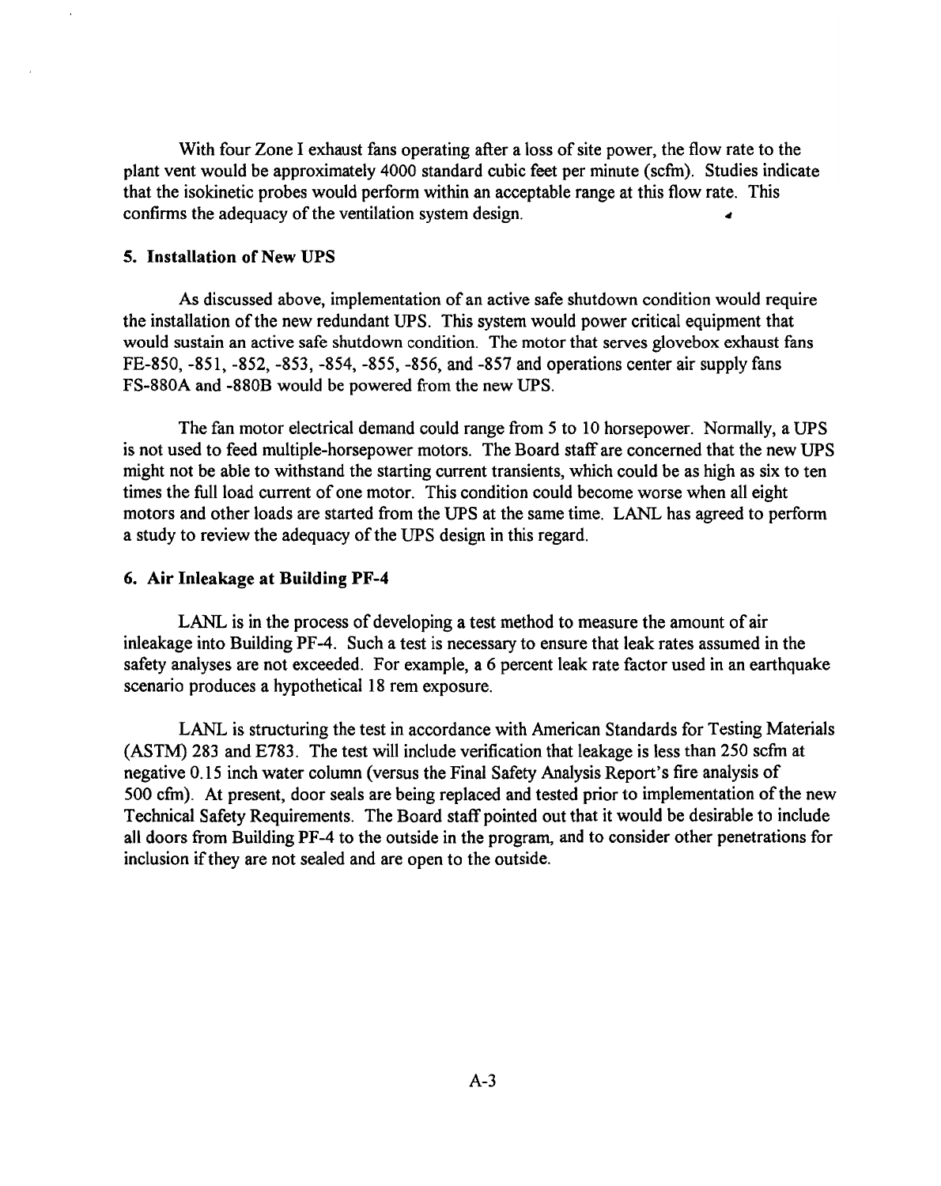With four Zone I exhaust fans operating after a loss of site power, the flow rate to the plant vent would be approximately 4000 standard cubic feet per minute (scfm). Studies indicate that the isokinetic probes would perform within an acceptable range at this flow rate. This confirms the adequacy of the ventilation system design.

### 5. Installation of New UPS

As discussed above, implementation of an active safe shutdown condition would require the installation of the new redundant UPS. This system would power critical equipment that would sustain an active safe shutdown condition. The motor that serves glovebox exhaust fans FE-850, -851, -852, -853, -854, -855, -856, and -857 and operations center air supply fans FS-880A and -880B would be powered from the new UPS.

The fan motor electrical demand could range from 5 to 10 horsepower. Normally, a UPS is not used to feed multiple-horsepower motors. The Board staff are concerned that the new UPS might not be able to withstand the starting current transients, which could be as high as six to ten times the full load current of one motor. This condition could become worse when all eight motors and other loads are started from the UPS at the same time. LANL has agreed to perform a study to review the adequacy of the UPS design in this regard.

### 6. Air Inleakage at Building PF-4

LANL is in the process of developing a test method to measure the amount of air inleakage into Building PF-4. Such a test is necessary to ensure that leak rates assumed in the safety analyses are not exceeded. For example, a 6 percent leak rate factor used in an earthquake scenario produces a hypothetical 18 rem exposure.

LANL is structuring the test in accordance with American Standards for Testing Materials (ASTM) 283 and E783. The test will include verification that leakage is less than 250 scfm at negative 0.15 inch water column (versus the Final Safety Analysis Report's fire analysis of 500 cfm). At present, door seals are being replaced and tested prior to implementation of the new Technical Safety Requirements. The Board staff pointed out that it would be desirable to include all doors from Building PF-4 to the outside in the program, and to consider other penetrations for inclusion if they are not sealed and are open to the outside.